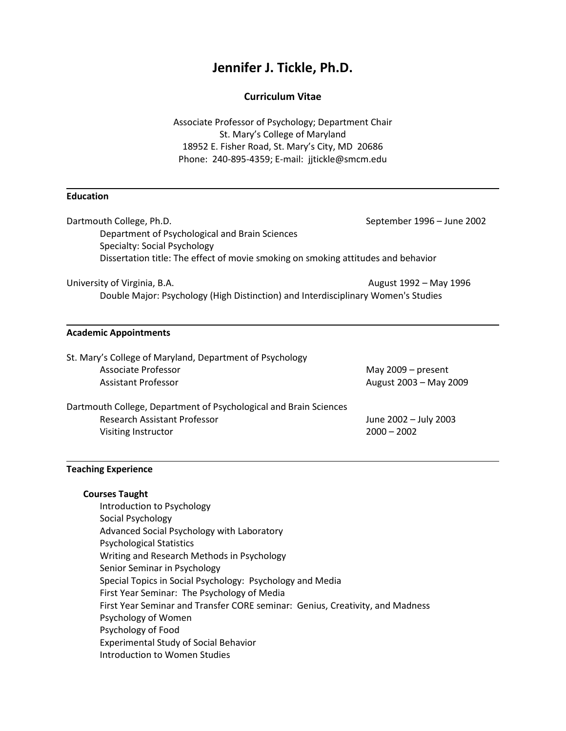# Jennifer J. Tickle, Ph.D.

**Curriculum Vitae**

Associate Professor of Psychology; Department Chair
St. Mary's College of Maryland
18952 E. Fisher Road, St. Mary's City, MD 20686
Phone: 240-895-4359; E-mail: jjtickle@smcm.edu

---

## Education

Dartmouth College, Ph.D. — September 1996 – June 2002
Department of Psychological and Brain Sciences
Specialty: Social Psychology
Dissertation title: The effect of movie smoking on smoking attitudes and behavior

University of Virginia, B.A. — August 1992 – May 1996
Double Major: Psychology (High Distinction) and Interdisciplinary Women's Studies

---

## Academic Appointments

St. Mary's College of Maryland, Department of Psychology
- Associate Professor — May 2009 – present
- Assistant Professor — August 2003 – May 2009

Dartmouth College, Department of Psychological and Brain Sciences
- Research Assistant Professor — June 2002 – July 2003
- Visiting Instructor — 2000 – 2002

---

## Teaching Experience

### Courses Taught

- Introduction to Psychology
- Social Psychology
- Advanced Social Psychology with Laboratory
- Psychological Statistics
- Writing and Research Methods in Psychology
- Senior Seminar in Psychology
- Special Topics in Social Psychology: Psychology and Media
- First Year Seminar: The Psychology of Media
- First Year Seminar and Transfer CORE seminar: Genius, Creativity, and Madness
- Psychology of Women
- Psychology of Food
- Experimental Study of Social Behavior
- Introduction to Women Studies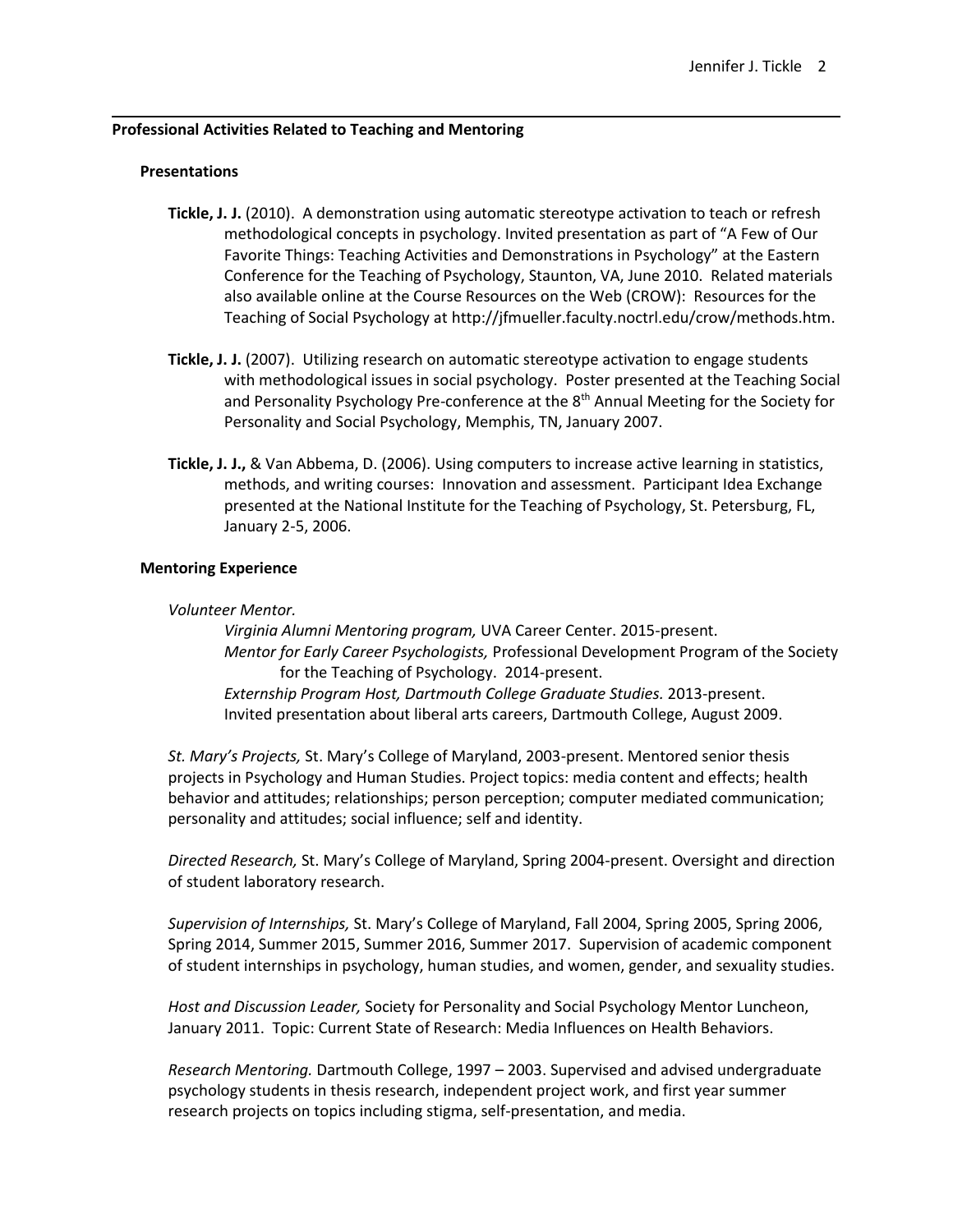## Professional Activities Related to Teaching and Mentoring

### Presentations

**Tickle, J. J.** (2010). A demonstration using automatic stereotype activation to teach or refresh methodological concepts in psychology. Invited presentation as part of "A Few of Our Favorite Things: Teaching Activities and Demonstrations in Psychology" at the Eastern Conference for the Teaching of Psychology, Staunton, VA, June 2010. Related materials also available online at the Course Resources on the Web (CROW): Resources for the Teaching of Social Psychology at http://jfmueller.faculty.noctrl.edu/crow/methods.htm.

**Tickle, J. J.** (2007). Utilizing research on automatic stereotype activation to engage students with methodological issues in social psychology. Poster presented at the Teaching Social and Personality Psychology Pre-conference at the 8th Annual Meeting for the Society for Personality and Social Psychology, Memphis, TN, January 2007.

**Tickle, J. J.,** & Van Abbema, D. (2006). Using computers to increase active learning in statistics, methods, and writing courses: Innovation and assessment. Participant Idea Exchange presented at the National Institute for the Teaching of Psychology, St. Petersburg, FL, January 2-5, 2006.

### Mentoring Experience

*Volunteer Mentor.*

*Virginia Alumni Mentoring program,* UVA Career Center. 2015-present.
*Mentor for Early Career Psychologists,* Professional Development Program of the Society for the Teaching of Psychology. 2014-present.
*Externship Program Host, Dartmouth College Graduate Studies.* 2013-present.
Invited presentation about liberal arts careers, Dartmouth College, August 2009.

*St. Mary's Projects,* St. Mary's College of Maryland, 2003-present. Mentored senior thesis projects in Psychology and Human Studies. Project topics: media content and effects; health behavior and attitudes; relationships; person perception; computer mediated communication; personality and attitudes; social influence; self and identity.

*Directed Research,* St. Mary's College of Maryland, Spring 2004-present. Oversight and direction of student laboratory research.

*Supervision of Internships,* St. Mary's College of Maryland, Fall 2004, Spring 2005, Spring 2006, Spring 2014, Summer 2015, Summer 2016, Summer 2017. Supervision of academic component of student internships in psychology, human studies, and women, gender, and sexuality studies.

*Host and Discussion Leader,* Society for Personality and Social Psychology Mentor Luncheon, January 2011. Topic: Current State of Research: Media Influences on Health Behaviors.

*Research Mentoring.* Dartmouth College, 1997 – 2003. Supervised and advised undergraduate psychology students in thesis research, independent project work, and first year summer research projects on topics including stigma, self-presentation, and media.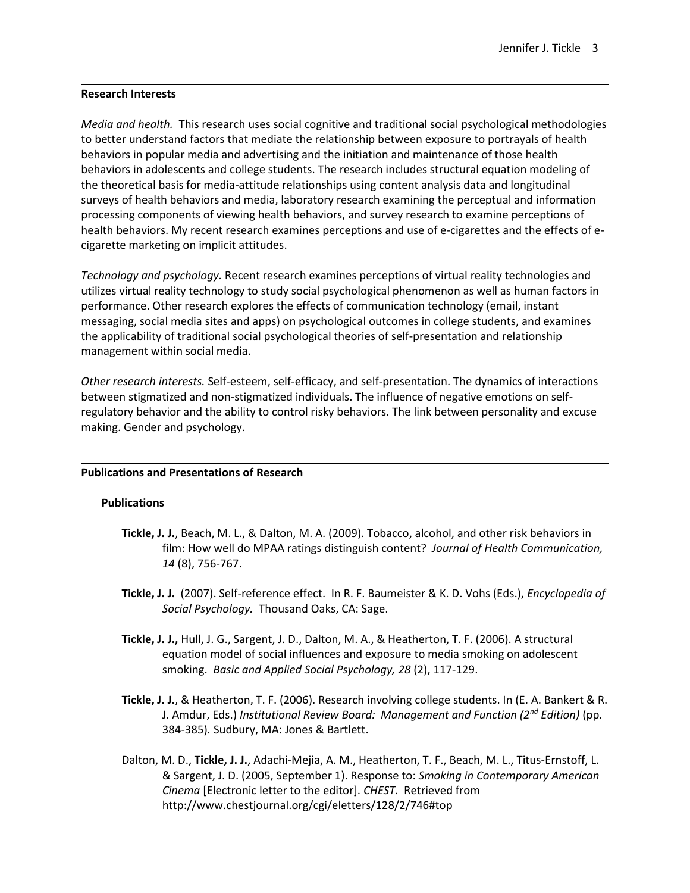## Research Interests

*Media and health.* This research uses social cognitive and traditional social psychological methodologies to better understand factors that mediate the relationship between exposure to portrayals of health behaviors in popular media and advertising and the initiation and maintenance of those health behaviors in adolescents and college students. The research includes structural equation modeling of the theoretical basis for media-attitude relationships using content analysis data and longitudinal surveys of health behaviors and media, laboratory research examining the perceptual and information processing components of viewing health behaviors, and survey research to examine perceptions of health behaviors. My recent research examines perceptions and use of e-cigarettes and the effects of e-cigarette marketing on implicit attitudes.

*Technology and psychology.* Recent research examines perceptions of virtual reality technologies and utilizes virtual reality technology to study social psychological phenomenon as well as human factors in performance. Other research explores the effects of communication technology (email, instant messaging, social media sites and apps) on psychological outcomes in college students, and examines the applicability of traditional social psychological theories of self-presentation and relationship management within social media.

*Other research interests.* Self-esteem, self-efficacy, and self-presentation. The dynamics of interactions between stigmatized and non-stigmatized individuals. The influence of negative emotions on self-regulatory behavior and the ability to control risky behaviors. The link between personality and excuse making. Gender and psychology.

## Publications and Presentations of Research

### Publications

**Tickle, J. J.**, Beach, M. L., & Dalton, M. A. (2009). Tobacco, alcohol, and other risk behaviors in film: How well do MPAA ratings distinguish content? *Journal of Health Communication, 14* (8), 756-767.

**Tickle, J. J.** (2007). Self-reference effect. In R. F. Baumeister & K. D. Vohs (Eds.), *Encyclopedia of Social Psychology.* Thousand Oaks, CA: Sage.

**Tickle, J. J.,** Hull, J. G., Sargent, J. D., Dalton, M. A., & Heatherton, T. F. (2006). A structural equation model of social influences and exposure to media smoking on adolescent smoking. *Basic and Applied Social Psychology, 28* (2), 117-129.

**Tickle, J. J.**, & Heatherton, T. F. (2006). Research involving college students. In (E. A. Bankert & R. J. Amdur, Eds.) *Institutional Review Board: Management and Function (2nd Edition)* (pp. 384-385). Sudbury, MA: Jones & Bartlett.

Dalton, M. D., **Tickle, J. J.**, Adachi-Mejia, A. M., Heatherton, T. F., Beach, M. L., Titus-Ernstoff, L. & Sargent, J. D. (2005, September 1). Response to: *Smoking in Contemporary American Cinema* [Electronic letter to the editor]. *CHEST.* Retrieved from http://www.chestjournal.org/cgi/eletters/128/2/746#top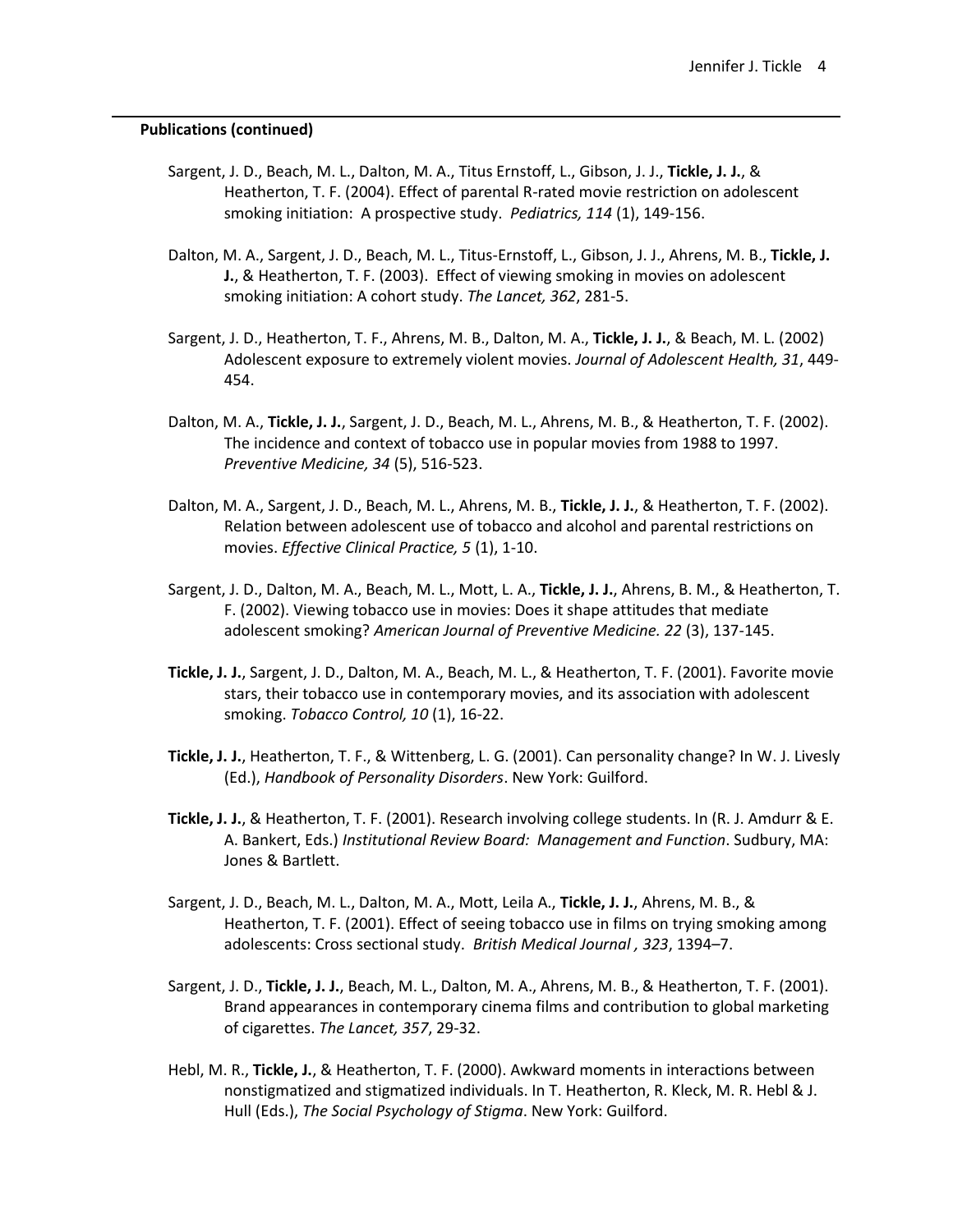**Publications (continued)**

Sargent, J. D., Beach, M. L., Dalton, M. A., Titus Ernstoff, L., Gibson, J. J., **Tickle, J. J.**, & Heatherton, T. F. (2004). Effect of parental R-rated movie restriction on adolescent smoking initiation: A prospective study. *Pediatrics, 114* (1), 149-156.

Dalton, M. A., Sargent, J. D., Beach, M. L., Titus-Ernstoff, L., Gibson, J. J., Ahrens, M. B., **Tickle, J. J.**, & Heatherton, T. F. (2003). Effect of viewing smoking in movies on adolescent smoking initiation: A cohort study. *The Lancet, 362*, 281-5.

Sargent, J. D., Heatherton, T. F., Ahrens, M. B., Dalton, M. A., **Tickle, J. J.**, & Beach, M. L. (2002) Adolescent exposure to extremely violent movies. *Journal of Adolescent Health, 31*, 449-454.

Dalton, M. A., **Tickle, J. J.**, Sargent, J. D., Beach, M. L., Ahrens, M. B., & Heatherton, T. F. (2002). The incidence and context of tobacco use in popular movies from 1988 to 1997. *Preventive Medicine, 34* (5), 516-523.

Dalton, M. A., Sargent, J. D., Beach, M. L., Ahrens, M. B., **Tickle, J. J.**, & Heatherton, T. F. (2002). Relation between adolescent use of tobacco and alcohol and parental restrictions on movies. *Effective Clinical Practice, 5* (1), 1-10.

Sargent, J. D., Dalton, M. A., Beach, M. L., Mott, L. A., **Tickle, J. J.**, Ahrens, B. M., & Heatherton, T. F. (2002). Viewing tobacco use in movies: Does it shape attitudes that mediate adolescent smoking? *American Journal of Preventive Medicine. 22* (3), 137-145.

**Tickle, J. J.**, Sargent, J. D., Dalton, M. A., Beach, M. L., & Heatherton, T. F. (2001). Favorite movie stars, their tobacco use in contemporary movies, and its association with adolescent smoking. *Tobacco Control, 10* (1), 16-22.

**Tickle, J. J.**, Heatherton, T. F., & Wittenberg, L. G. (2001). Can personality change? In W. J. Livesly (Ed.), *Handbook of Personality Disorders*. New York: Guilford.

**Tickle, J. J.**, & Heatherton, T. F. (2001). Research involving college students. In (R. J. Amdurr & E. A. Bankert, Eds.) *Institutional Review Board: Management and Function*. Sudbury, MA: Jones & Bartlett.

Sargent, J. D., Beach, M. L., Dalton, M. A., Mott, Leila A., **Tickle, J. J.**, Ahrens, M. B., & Heatherton, T. F. (2001). Effect of seeing tobacco use in films on trying smoking among adolescents: Cross sectional study. *British Medical Journal , 323*, 1394–7.

Sargent, J. D., **Tickle, J. J.**, Beach, M. L., Dalton, M. A., Ahrens, M. B., & Heatherton, T. F. (2001). Brand appearances in contemporary cinema films and contribution to global marketing of cigarettes. *The Lancet, 357*, 29-32.

Hebl, M. R., **Tickle, J.**, & Heatherton, T. F. (2000). Awkward moments in interactions between nonstigmatized and stigmatized individuals. In T. Heatherton, R. Kleck, M. R. Hebl & J. Hull (Eds.), *The Social Psychology of Stigma*. New York: Guilford.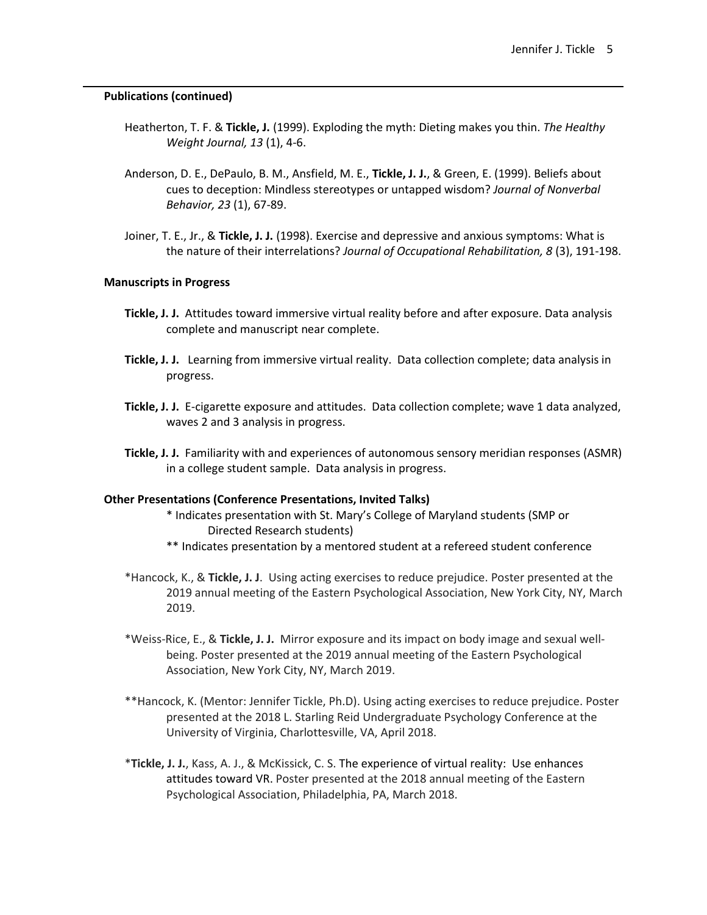### Publications (continued)

Heatherton, T. F. & **Tickle, J.** (1999). Exploding the myth: Dieting makes you thin. *The Healthy Weight Journal, 13* (1), 4-6.

Anderson, D. E., DePaulo, B. M., Ansfield, M. E., **Tickle, J. J.**, & Green, E. (1999). Beliefs about cues to deception: Mindless stereotypes or untapped wisdom? *Journal of Nonverbal Behavior, 23* (1), 67-89.

Joiner, T. E., Jr., & **Tickle, J. J.** (1998). Exercise and depressive and anxious symptoms: What is the nature of their interrelations? *Journal of Occupational Rehabilitation, 8* (3), 191-198.

### Manuscripts in Progress

**Tickle, J. J.** Attitudes toward immersive virtual reality before and after exposure. Data analysis complete and manuscript near complete.

**Tickle, J. J.** Learning from immersive virtual reality. Data collection complete; data analysis in progress.

**Tickle, J. J.** E-cigarette exposure and attitudes. Data collection complete; wave 1 data analyzed, waves 2 and 3 analysis in progress.

**Tickle, J. J.** Familiarity with and experiences of autonomous sensory meridian responses (ASMR) in a college student sample. Data analysis in progress.

### Other Presentations (Conference Presentations, Invited Talks)

\* Indicates presentation with St. Mary's College of Maryland students (SMP or Directed Research students)

\** Indicates presentation by a mentored student at a refereed student conference

*Hancock, K., & **Tickle, J. J**. Using acting exercises to reduce prejudice. Poster presented at the 2019 annual meeting of the Eastern Psychological Association, New York City, NY, March 2019.

*Weiss-Rice, E., & **Tickle, J. J.** Mirror exposure and its impact on body image and sexual well-being. Poster presented at the 2019 annual meeting of the Eastern Psychological Association, New York City, NY, March 2019.

**Hancock, K. (Mentor: Jennifer Tickle, Ph.D). Using acting exercises to reduce prejudice. Poster presented at the 2018 L. Starling Reid Undergraduate Psychology Conference at the University of Virginia, Charlottesville, VA, April 2018.

*__Tickle, J. J.__, Kass, A. J., & McKissick, C. S. The experience of virtual reality: Use enhances attitudes toward VR. Poster presented at the 2018 annual meeting of the Eastern Psychological Association, Philadelphia, PA, March 2018.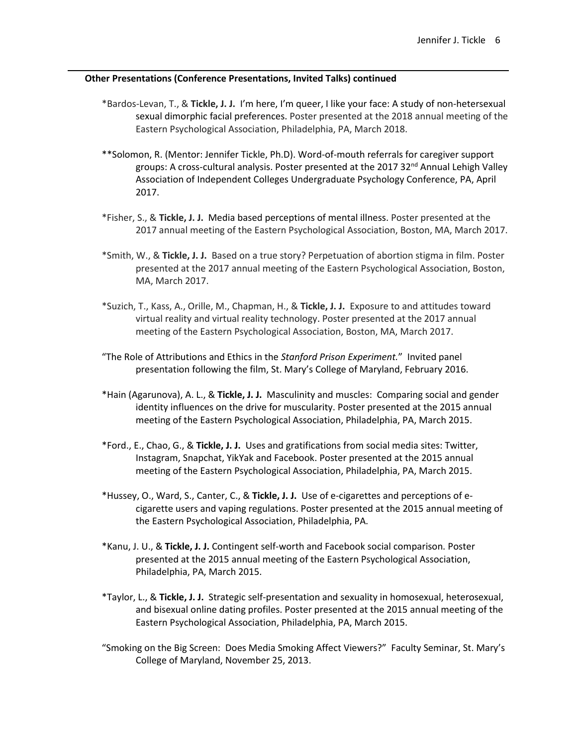**Other Presentations (Conference Presentations, Invited Talks) continued**

*Bardos-Levan, T., & **Tickle, J. J.** I'm here, I'm queer, I like your face: A study of non-hetersexual sexual dimorphic facial preferences. Poster presented at the 2018 annual meeting of the Eastern Psychological Association, Philadelphia, PA, March 2018.

**Solomon, R. (Mentor: Jennifer Tickle, Ph.D). Word-of-mouth referrals for caregiver support groups: A cross-cultural analysis. Poster presented at the 2017 32nd Annual Lehigh Valley Association of Independent Colleges Undergraduate Psychology Conference, PA, April 2017.

*Fisher, S., & **Tickle, J. J.** Media based perceptions of mental illness. Poster presented at the 2017 annual meeting of the Eastern Psychological Association, Boston, MA, March 2017.

*Smith, W., & **Tickle, J. J.** Based on a true story? Perpetuation of abortion stigma in film. Poster presented at the 2017 annual meeting of the Eastern Psychological Association, Boston, MA, March 2017.

*Suzich, T., Kass, A., Orille, M., Chapman, H., & **Tickle, J. J.** Exposure to and attitudes toward virtual reality and virtual reality technology. Poster presented at the 2017 annual meeting of the Eastern Psychological Association, Boston, MA, March 2017.

"The Role of Attributions and Ethics in the *Stanford Prison Experiment.*" Invited panel presentation following the film, St. Mary's College of Maryland, February 2016.

*Hain (Agarunova), A. L., & **Tickle, J. J.** Masculinity and muscles: Comparing social and gender identity influences on the drive for muscularity. Poster presented at the 2015 annual meeting of the Eastern Psychological Association, Philadelphia, PA, March 2015.

*Ford., E., Chao, G., & **Tickle, J. J.** Uses and gratifications from social media sites: Twitter, Instagram, Snapchat, YikYak and Facebook. Poster presented at the 2015 annual meeting of the Eastern Psychological Association, Philadelphia, PA, March 2015.

*Hussey, O., Ward, S., Canter, C., & **Tickle, J. J.** Use of e-cigarettes and perceptions of e-cigarette users and vaping regulations. Poster presented at the 2015 annual meeting of the Eastern Psychological Association, Philadelphia, PA.

*Kanu, J. U., & **Tickle, J. J.** Contingent self-worth and Facebook social comparison. Poster presented at the 2015 annual meeting of the Eastern Psychological Association, Philadelphia, PA, March 2015.

*Taylor, L., & **Tickle, J. J.** Strategic self-presentation and sexuality in homosexual, heterosexual, and bisexual online dating profiles. Poster presented at the 2015 annual meeting of the Eastern Psychological Association, Philadelphia, PA, March 2015.

"Smoking on the Big Screen: Does Media Smoking Affect Viewers?" Faculty Seminar, St. Mary's College of Maryland, November 25, 2013.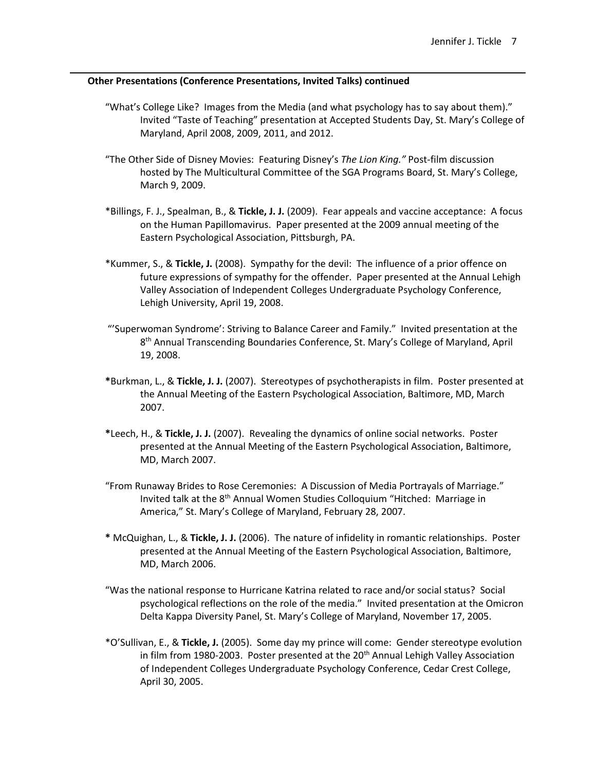**Other Presentations (Conference Presentations, Invited Talks) continued**

"What's College Like? Images from the Media (and what psychology has to say about them)." Invited "Taste of Teaching" presentation at Accepted Students Day, St. Mary's College of Maryland, April 2008, 2009, 2011, and 2012.

"The Other Side of Disney Movies: Featuring Disney's *The Lion King."* Post-film discussion hosted by The Multicultural Committee of the SGA Programs Board, St. Mary's College, March 9, 2009.

*Billings, F. J., Spealman, B., & **Tickle, J. J.** (2009). Fear appeals and vaccine acceptance: A focus on the Human Papillomavirus. Paper presented at the 2009 annual meeting of the Eastern Psychological Association, Pittsburgh, PA.

*Kummer, S., & **Tickle, J.** (2008). Sympathy for the devil: The influence of a prior offence on future expressions of sympathy for the offender. Paper presented at the Annual Lehigh Valley Association of Independent Colleges Undergraduate Psychology Conference, Lehigh University, April 19, 2008.

"'Superwoman Syndrome': Striving to Balance Career and Family." Invited presentation at the 8th Annual Transcending Boundaries Conference, St. Mary's College of Maryland, April 19, 2008.

**\***Burkman, L., & **Tickle, J. J.** (2007). Stereotypes of psychotherapists in film. Poster presented at the Annual Meeting of the Eastern Psychological Association, Baltimore, MD, March 2007.

**\***Leech, H., & **Tickle, J. J.** (2007). Revealing the dynamics of online social networks. Poster presented at the Annual Meeting of the Eastern Psychological Association, Baltimore, MD, March 2007.

"From Runaway Brides to Rose Ceremonies: A Discussion of Media Portrayals of Marriage." Invited talk at the 8th Annual Women Studies Colloquium "Hitched: Marriage in America," St. Mary's College of Maryland, February 28, 2007.

**\*** McQuighan, L., & **Tickle, J. J.** (2006). The nature of infidelity in romantic relationships. Poster presented at the Annual Meeting of the Eastern Psychological Association, Baltimore, MD, March 2006.

"Was the national response to Hurricane Katrina related to race and/or social status? Social psychological reflections on the role of the media." Invited presentation at the Omicron Delta Kappa Diversity Panel, St. Mary's College of Maryland, November 17, 2005.

*O'Sullivan, E., & **Tickle, J.** (2005). Some day my prince will come: Gender stereotype evolution in film from 1980-2003. Poster presented at the 20th Annual Lehigh Valley Association of Independent Colleges Undergraduate Psychology Conference, Cedar Crest College, April 30, 2005.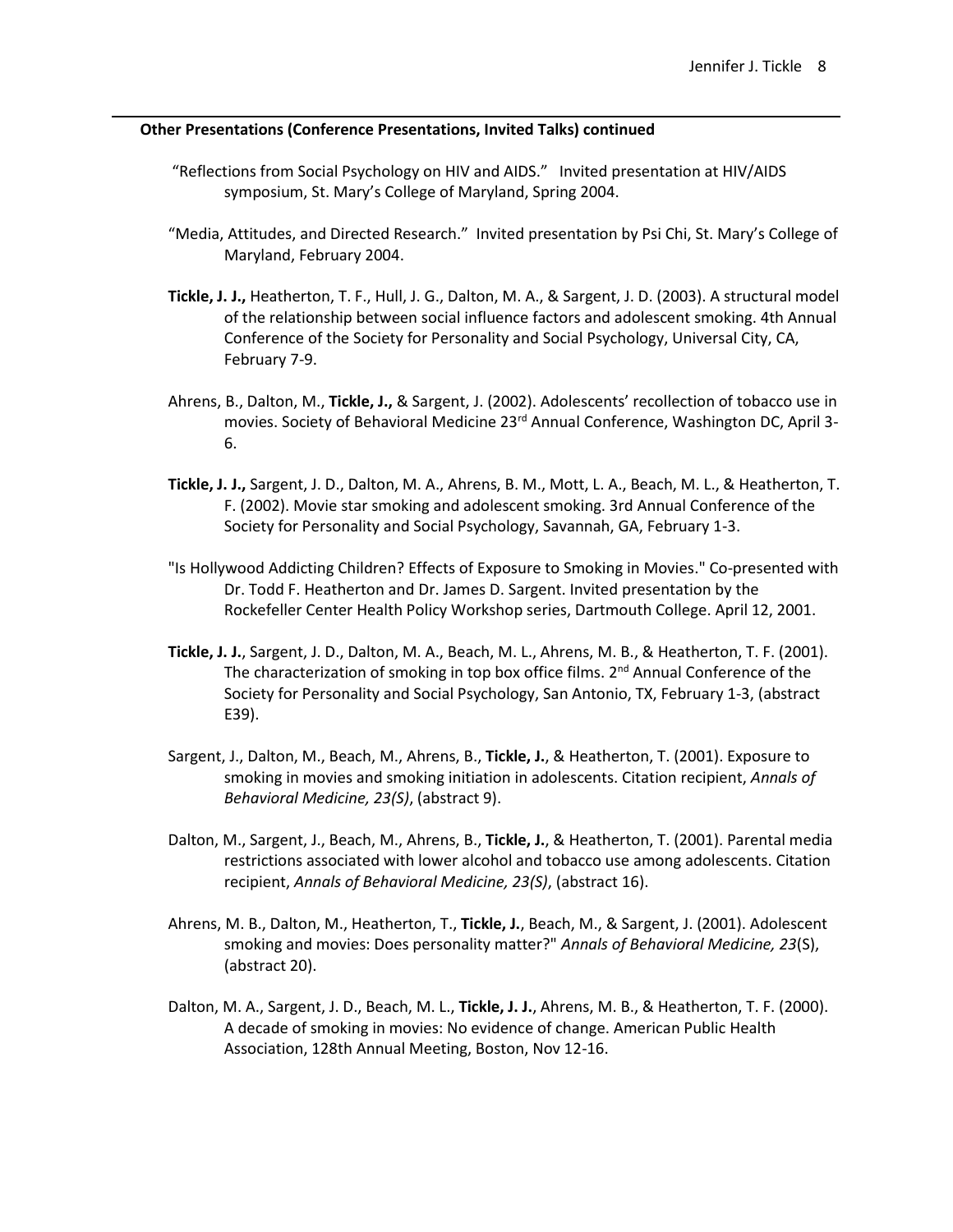**Other Presentations (Conference Presentations, Invited Talks) continued**

"Reflections from Social Psychology on HIV and AIDS." Invited presentation at HIV/AIDS symposium, St. Mary's College of Maryland, Spring 2004.

"Media, Attitudes, and Directed Research." Invited presentation by Psi Chi, St. Mary's College of Maryland, February 2004.

**Tickle, J. J.,** Heatherton, T. F., Hull, J. G., Dalton, M. A., & Sargent, J. D. (2003). A structural model of the relationship between social influence factors and adolescent smoking. 4th Annual Conference of the Society for Personality and Social Psychology, Universal City, CA, February 7-9.

Ahrens, B., Dalton, M., **Tickle, J.,** & Sargent, J. (2002). Adolescents' recollection of tobacco use in movies. Society of Behavioral Medicine 23rd Annual Conference, Washington DC, April 3-6.

**Tickle, J. J.,** Sargent, J. D., Dalton, M. A., Ahrens, B. M., Mott, L. A., Beach, M. L., & Heatherton, T. F. (2002). Movie star smoking and adolescent smoking. 3rd Annual Conference of the Society for Personality and Social Psychology, Savannah, GA, February 1-3.

"Is Hollywood Addicting Children? Effects of Exposure to Smoking in Movies." Co-presented with Dr. Todd F. Heatherton and Dr. James D. Sargent. Invited presentation by the Rockefeller Center Health Policy Workshop series, Dartmouth College. April 12, 2001.

**Tickle, J. J.**, Sargent, J. D., Dalton, M. A., Beach, M. L., Ahrens, M. B., & Heatherton, T. F. (2001). The characterization of smoking in top box office films. 2nd Annual Conference of the Society for Personality and Social Psychology, San Antonio, TX, February 1-3, (abstract E39).

Sargent, J., Dalton, M., Beach, M., Ahrens, B., **Tickle, J.**, & Heatherton, T. (2001). Exposure to smoking in movies and smoking initiation in adolescents. Citation recipient, *Annals of Behavioral Medicine, 23(S)*, (abstract 9).

Dalton, M., Sargent, J., Beach, M., Ahrens, B., **Tickle, J.**, & Heatherton, T. (2001). Parental media restrictions associated with lower alcohol and tobacco use among adolescents. Citation recipient, *Annals of Behavioral Medicine, 23(S)*, (abstract 16).

Ahrens, M. B., Dalton, M., Heatherton, T., **Tickle, J.**, Beach, M., & Sargent, J. (2001). Adolescent smoking and movies: Does personality matter?" *Annals of Behavioral Medicine, 23*(S), (abstract 20).

Dalton, M. A., Sargent, J. D., Beach, M. L., **Tickle, J. J.**, Ahrens, M. B., & Heatherton, T. F. (2000). A decade of smoking in movies: No evidence of change. American Public Health Association, 128th Annual Meeting, Boston, Nov 12-16.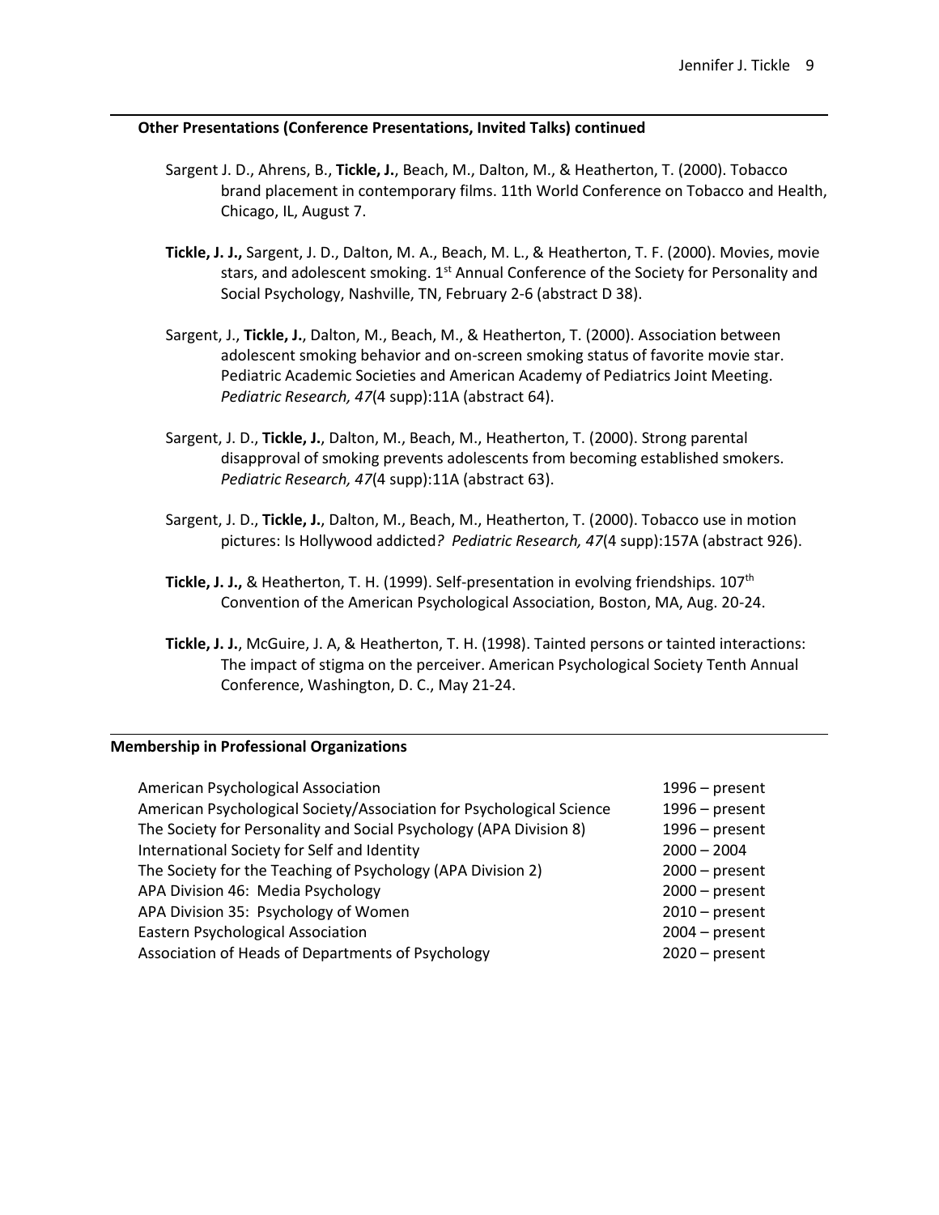### Other Presentations (Conference Presentations, Invited Talks) continued

Sargent J. D., Ahrens, B., **Tickle, J.**, Beach, M., Dalton, M., & Heatherton, T. (2000). Tobacco brand placement in contemporary films. 11th World Conference on Tobacco and Health, Chicago, IL, August 7.

**Tickle, J. J.,** Sargent, J. D., Dalton, M. A., Beach, M. L., & Heatherton, T. F. (2000). Movies, movie stars, and adolescent smoking. 1st Annual Conference of the Society for Personality and Social Psychology, Nashville, TN, February 2-6 (abstract D 38).

Sargent, J., **Tickle, J.**, Dalton, M., Beach, M., & Heatherton, T. (2000). Association between adolescent smoking behavior and on-screen smoking status of favorite movie star. Pediatric Academic Societies and American Academy of Pediatrics Joint Meeting. *Pediatric Research, 47*(4 supp):11A (abstract 64).

Sargent, J. D., **Tickle, J.**, Dalton, M., Beach, M., Heatherton, T. (2000). Strong parental disapproval of smoking prevents adolescents from becoming established smokers. *Pediatric Research, 47*(4 supp):11A (abstract 63).

Sargent, J. D., **Tickle, J.**, Dalton, M., Beach, M., Heatherton, T. (2000). Tobacco use in motion pictures: Is Hollywood addicted*? Pediatric Research, 47*(4 supp):157A (abstract 926).

**Tickle, J. J.,** & Heatherton, T. H. (1999). Self-presentation in evolving friendships. 107th Convention of the American Psychological Association, Boston, MA, Aug. 20-24.

**Tickle, J. J.**, McGuire, J. A, & Heatherton, T. H. (1998). Tainted persons or tainted interactions: The impact of stigma on the perceiver. American Psychological Society Tenth Annual Conference, Washington, D. C., May 21-24.

### Membership in Professional Organizations

| | |
|---|---|
| American Psychological Association | 1996 – present |
| American Psychological Society/Association for Psychological Science | 1996 – present |
| The Society for Personality and Social Psychology (APA Division 8) | 1996 – present |
| International Society for Self and Identity | 2000 – 2004 |
| The Society for the Teaching of Psychology (APA Division 2) | 2000 – present |
| APA Division 46: Media Psychology | 2000 – present |
| APA Division 35: Psychology of Women | 2010 – present |
| Eastern Psychological Association | 2004 – present |
| Association of Heads of Departments of Psychology | 2020 – present |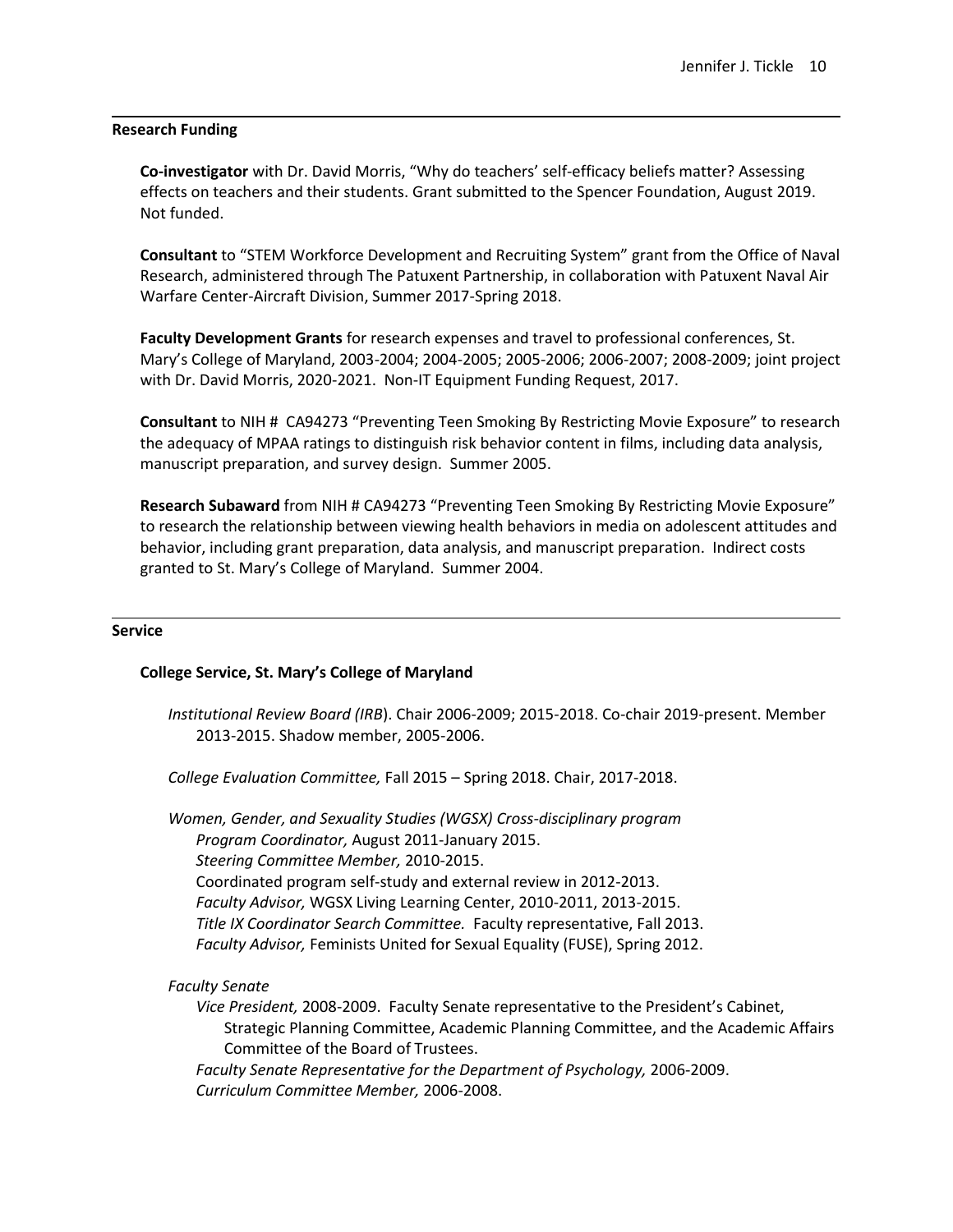## Research Funding

**Co-investigator** with Dr. David Morris, "Why do teachers' self-efficacy beliefs matter? Assessing effects on teachers and their students. Grant submitted to the Spencer Foundation, August 2019. Not funded.

**Consultant** to "STEM Workforce Development and Recruiting System" grant from the Office of Naval Research, administered through The Patuxent Partnership, in collaboration with Patuxent Naval Air Warfare Center-Aircraft Division, Summer 2017-Spring 2018.

**Faculty Development Grants** for research expenses and travel to professional conferences, St. Mary's College of Maryland, 2003-2004; 2004-2005; 2005-2006; 2006-2007; 2008-2009; joint project with Dr. David Morris, 2020-2021. Non-IT Equipment Funding Request, 2017.

**Consultant** to NIH # CA94273 "Preventing Teen Smoking By Restricting Movie Exposure" to research the adequacy of MPAA ratings to distinguish risk behavior content in films, including data analysis, manuscript preparation, and survey design. Summer 2005.

**Research Subaward** from NIH # CA94273 "Preventing Teen Smoking By Restricting Movie Exposure" to research the relationship between viewing health behaviors in media on adolescent attitudes and behavior, including grant preparation, data analysis, and manuscript preparation. Indirect costs granted to St. Mary's College of Maryland. Summer 2004.

## Service

### College Service, St. Mary's College of Maryland

*Institutional Review Board (IRB*). Chair 2006-2009; 2015-2018. Co-chair 2019-present. Member 2013-2015. Shadow member, 2005-2006.

*College Evaluation Committee,* Fall 2015 – Spring 2018. Chair, 2017-2018.

*Women, Gender, and Sexuality Studies (WGSX) Cross-disciplinary program*
- *Program Coordinator,* August 2011-January 2015.
- *Steering Committee Member,* 2010-2015.
- Coordinated program self-study and external review in 2012-2013.
- *Faculty Advisor,* WGSX Living Learning Center, 2010-2011, 2013-2015.
- *Title IX Coordinator Search Committee.* Faculty representative, Fall 2013.
- *Faculty Advisor,* Feminists United for Sexual Equality (FUSE), Spring 2012.

*Faculty Senate*
- *Vice President,* 2008-2009. Faculty Senate representative to the President's Cabinet, Strategic Planning Committee, Academic Planning Committee, and the Academic Affairs Committee of the Board of Trustees.
- *Faculty Senate Representative for the Department of Psychology,* 2006-2009.
- *Curriculum Committee Member,* 2006-2008.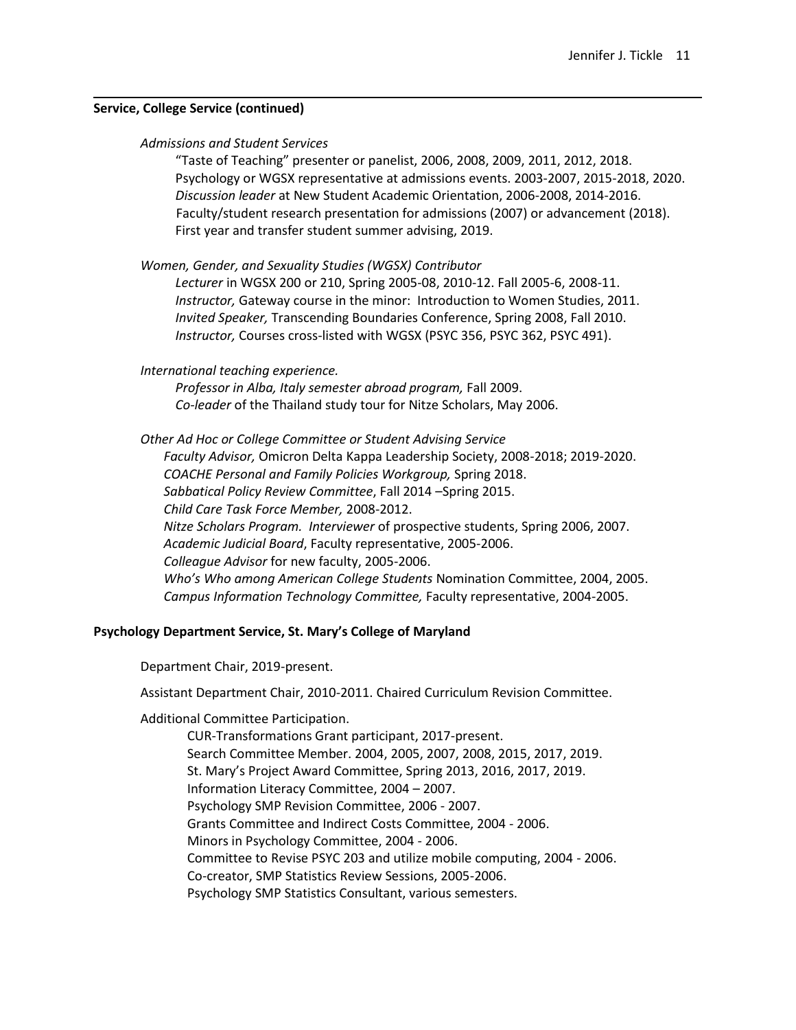**Service, College Service (continued)**

*Admissions and Student Services*

"Taste of Teaching" presenter or panelist, 2006, 2008, 2009, 2011, 2012, 2018.
Psychology or WGSX representative at admissions events. 2003-2007, 2015-2018, 2020.
*Discussion leader* at New Student Academic Orientation, 2006-2008, 2014-2016.
Faculty/student research presentation for admissions (2007) or advancement (2018).
First year and transfer student summer advising, 2019.

*Women, Gender, and Sexuality Studies (WGSX) Contributor*

*Lecturer* in WGSX 200 or 210, Spring 2005-08, 2010-12. Fall 2005-6, 2008-11.
*Instructor,* Gateway course in the minor: Introduction to Women Studies, 2011.
*Invited Speaker,* Transcending Boundaries Conference, Spring 2008, Fall 2010.
*Instructor,* Courses cross-listed with WGSX (PSYC 356, PSYC 362, PSYC 491).

*International teaching experience.*

*Professor in Alba, Italy semester abroad program,* Fall 2009.
*Co-leader* of the Thailand study tour for Nitze Scholars, May 2006.

*Other Ad Hoc or College Committee or Student Advising Service*

*Faculty Advisor,* Omicron Delta Kappa Leadership Society, 2008-2018; 2019-2020.
*COACHE Personal and Family Policies Workgroup,* Spring 2018.
*Sabbatical Policy Review Committee*, Fall 2014 –Spring 2015.
*Child Care Task Force Member,* 2008-2012.
*Nitze Scholars Program. Interviewer* of prospective students, Spring 2006, 2007.
*Academic Judicial Board*, Faculty representative, 2005-2006.
*Colleague Advisor* for new faculty, 2005-2006.
*Who's Who among American College Students* Nomination Committee, 2004, 2005.
*Campus Information Technology Committee,* Faculty representative, 2004-2005.

**Psychology Department Service, St. Mary's College of Maryland**

Department Chair, 2019-present.

Assistant Department Chair, 2010-2011. Chaired Curriculum Revision Committee.

Additional Committee Participation.

CUR-Transformations Grant participant, 2017-present.
Search Committee Member. 2004, 2005, 2007, 2008, 2015, 2017, 2019.
St. Mary's Project Award Committee, Spring 2013, 2016, 2017, 2019.
Information Literacy Committee, 2004 – 2007.
Psychology SMP Revision Committee, 2006 - 2007.
Grants Committee and Indirect Costs Committee, 2004 - 2006.
Minors in Psychology Committee, 2004 - 2006.
Committee to Revise PSYC 203 and utilize mobile computing, 2004 - 2006.
Co-creator, SMP Statistics Review Sessions, 2005-2006.
Psychology SMP Statistics Consultant, various semesters.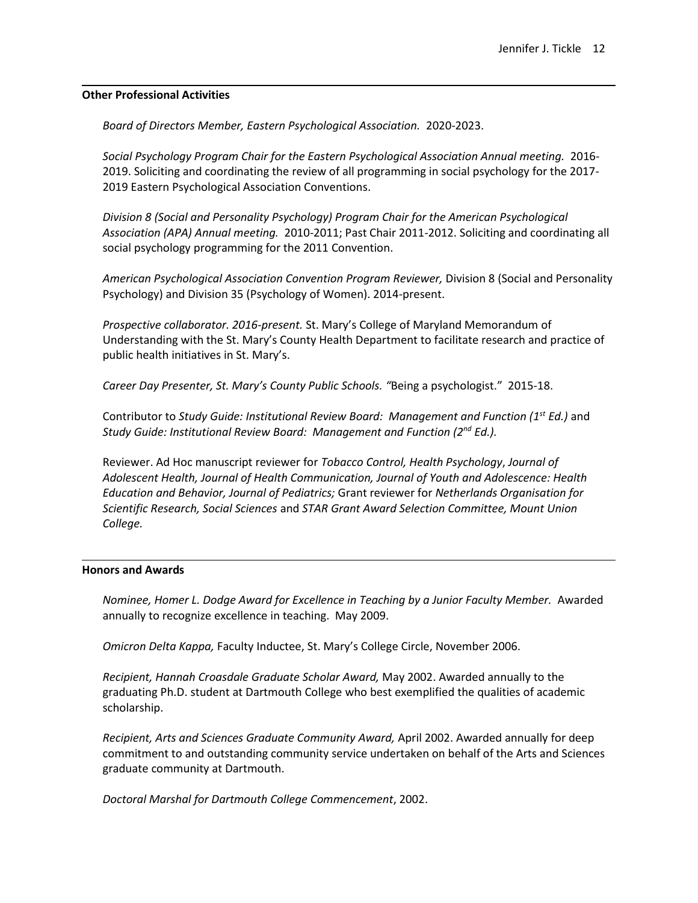## Other Professional Activities

*Board of Directors Member, Eastern Psychological Association.* 2020-2023.

*Social Psychology Program Chair for the Eastern Psychological Association Annual meeting.* 2016-2019. Soliciting and coordinating the review of all programming in social psychology for the 2017-2019 Eastern Psychological Association Conventions.

*Division 8 (Social and Personality Psychology) Program Chair for the American Psychological Association (APA) Annual meeting.* 2010-2011; Past Chair 2011-2012. Soliciting and coordinating all social psychology programming for the 2011 Convention.

*American Psychological Association Convention Program Reviewer,* Division 8 (Social and Personality Psychology) and Division 35 (Psychology of Women). 2014-present.

*Prospective collaborator. 2016-present.* St. Mary's College of Maryland Memorandum of Understanding with the St. Mary's County Health Department to facilitate research and practice of public health initiatives in St. Mary's.

*Career Day Presenter, St. Mary's County Public Schools. "*Being a psychologist." 2015-18.

Contributor to *Study Guide: Institutional Review Board: Management and Function (1st Ed.)* and *Study Guide: Institutional Review Board: Management and Function (2nd Ed.).*

Reviewer. Ad Hoc manuscript reviewer for *Tobacco Control, Health Psychology*, *Journal of Adolescent Health, Journal of Health Communication, Journal of Youth and Adolescence: Health Education and Behavior, Journal of Pediatrics;* Grant reviewer for *Netherlands Organisation for Scientific Research, Social Sciences* and *STAR Grant Award Selection Committee, Mount Union College.*

## Honors and Awards

*Nominee, Homer L. Dodge Award for Excellence in Teaching by a Junior Faculty Member.* Awarded annually to recognize excellence in teaching. May 2009.

*Omicron Delta Kappa,* Faculty Inductee, St. Mary's College Circle, November 2006.

*Recipient, Hannah Croasdale Graduate Scholar Award,* May 2002. Awarded annually to the graduating Ph.D. student at Dartmouth College who best exemplified the qualities of academic scholarship.

*Recipient, Arts and Sciences Graduate Community Award,* April 2002. Awarded annually for deep commitment to and outstanding community service undertaken on behalf of the Arts and Sciences graduate community at Dartmouth.

*Doctoral Marshal for Dartmouth College Commencement*, 2002.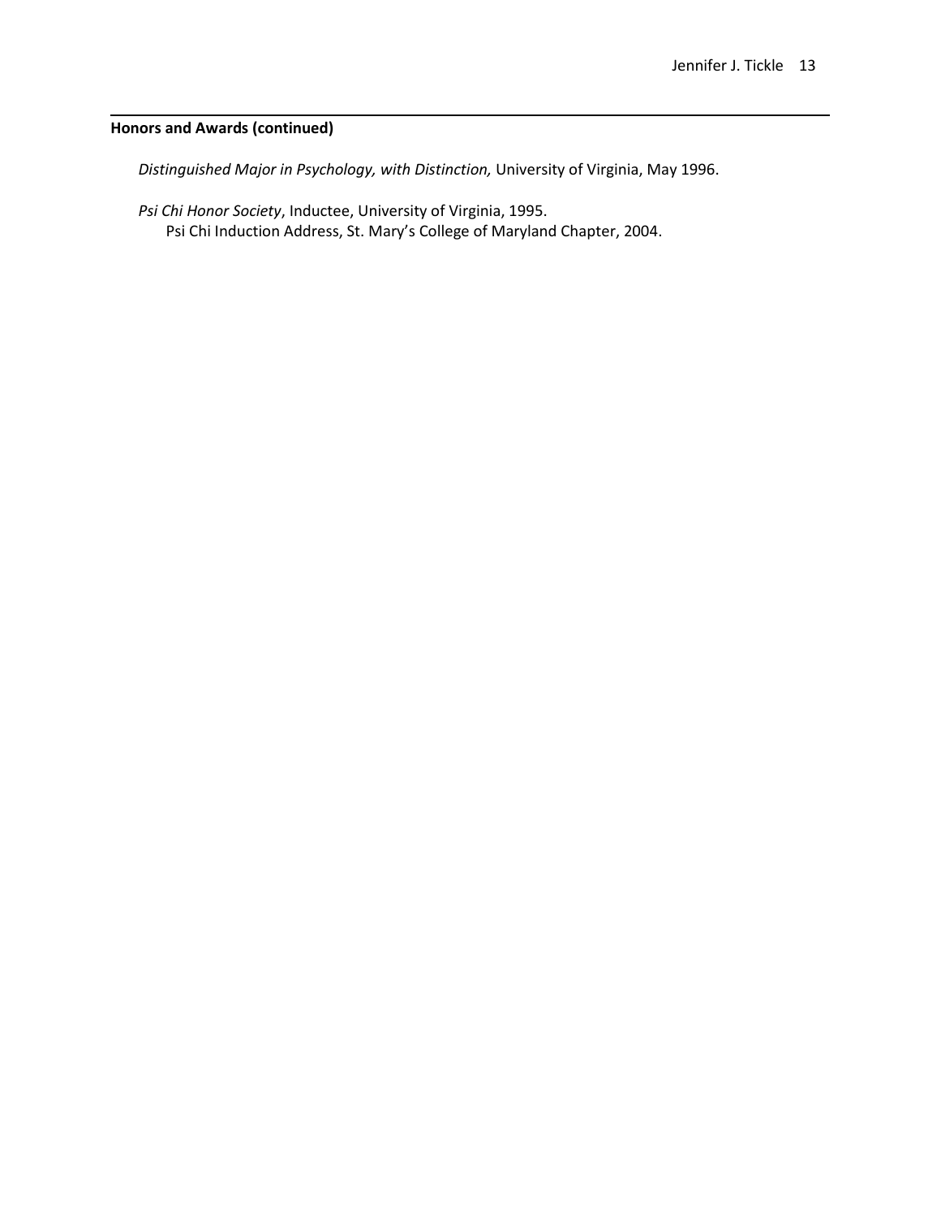**Honors and Awards (continued)**

*Distinguished Major in Psychology, with Distinction,* University of Virginia, May 1996.

*Psi Chi Honor Society*, Inductee, University of Virginia, 1995.
Psi Chi Induction Address, St. Mary's College of Maryland Chapter, 2004.